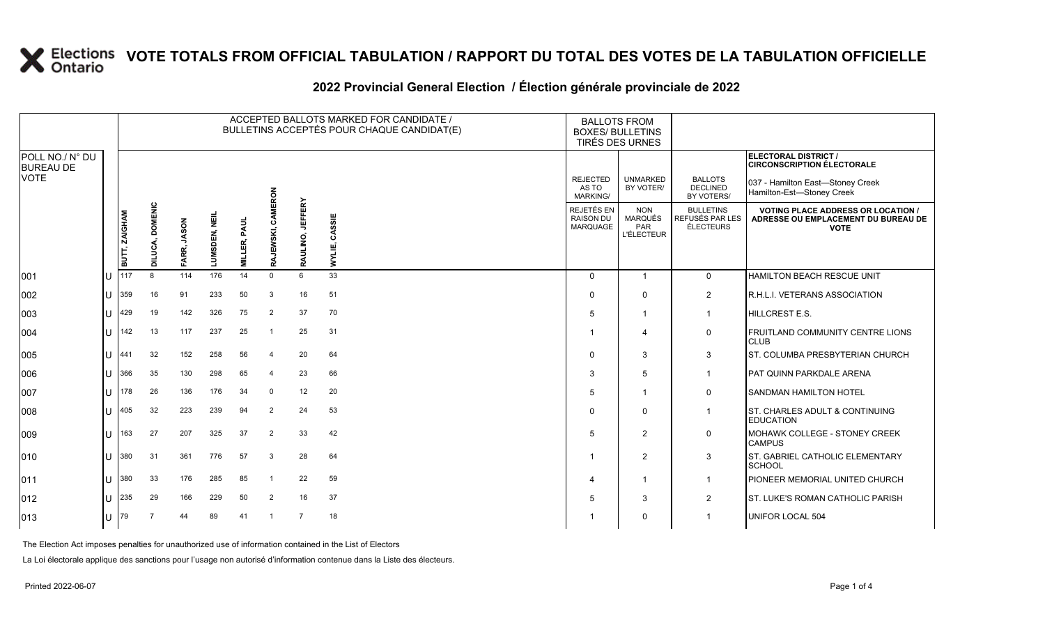# VOTE TOTALS FROM OFFICIAL TABULATION / RAPPORT DU TOTAL DES VOTES DE LA TABULATION OFFICIELLE

## 2022 Provincial General Election / Élection générale provinciale de 2022

ELECTORAL DISTRICT / CIRCONSCRIPTION ÉLECTORALE: 037 - Hamilton East—Stoney Creek / Hamilton-Est—Stoney Creek

| POLL NO./ N° DU BUREAU DE VOTE | | ACCEPTED BALLOTS MARKED FOR CANDIDATE / BULLETINS ACCEPTÉS POUR CHAQUE CANDIDAT(E) | | | | | | | | BALLOTS FROM BOXES/ BULLETINS TIRÉS DES URNES | | | |
|---|---|---|---|---|---|---|---|---|---|---|---|---|---|
| | | BUTT, ZAIGHAM | DILUCA, DOMENIC | FARR, JASON | LUMSDEN, NEIL | MILLER, PAUL | RAJEWSKI, CAMERON | RAULINO, JEFFERY | WYLIE, CASSIE | REJECTED AS TO MARKING/ REJETÉS EN RAISON DU MARQUAGE | UNMARKED BY VOTER/ NON MARQUÉS PAR L'ÉLECTEUR | BALLOTS DECLINED BY VOTERS/ BULLETINS REFUSÉS PAR LES ÉLECTEURS | VOTING PLACE ADDRESS OR LOCATION / ADRESSE OU EMPLACEMENT DU BUREAU DE VOTE |
| 001 | U | 117 | 8 | 114 | 176 | 14 | 0 | 6 | 33 | 0 | 1 | 0 | HAMILTON BEACH RESCUE UNIT |
| 002 | U | 359 | 16 | 91 | 233 | 50 | 3 | 16 | 51 | 0 | 0 | 2 | R.H.L.I. VETERANS ASSOCIATION |
| 003 | U | 429 | 19 | 142 | 326 | 75 | 2 | 37 | 70 | 5 | 1 | 1 | HILLCREST E.S. |
| 004 | U | 142 | 13 | 117 | 237 | 25 | 1 | 25 | 31 | 1 | 4 | 0 | FRUITLAND COMMUNITY CENTRE LIONS CLUB |
| 005 | U | 441 | 32 | 152 | 258 | 56 | 4 | 20 | 64 | 0 | 3 | 3 | ST. COLUMBA PRESBYTERIAN CHURCH |
| 006 | U | 366 | 35 | 130 | 298 | 65 | 4 | 23 | 66 | 3 | 5 | 1 | PAT QUINN PARKDALE ARENA |
| 007 | U | 178 | 26 | 136 | 176 | 34 | 0 | 12 | 20 | 5 | 1 | 0 | SANDMAN HAMILTON HOTEL |
| 008 | U | 405 | 32 | 223 | 239 | 94 | 2 | 24 | 53 | 0 | 0 | 1 | ST. CHARLES ADULT & CONTINUING EDUCATION |
| 009 | U | 163 | 27 | 207 | 325 | 37 | 2 | 33 | 42 | 5 | 2 | 0 | MOHAWK COLLEGE - STONEY CREEK CAMPUS |
| 010 | U | 380 | 31 | 361 | 776 | 57 | 3 | 28 | 64 | 1 | 2 | 3 | ST. GABRIEL CATHOLIC ELEMENTARY SCHOOL |
| 011 | U | 380 | 33 | 176 | 285 | 85 | 1 | 22 | 59 | 4 | 1 | 1 | PIONEER MEMORIAL UNITED CHURCH |
| 012 | U | 235 | 29 | 166 | 229 | 50 | 2 | 16 | 37 | 5 | 3 | 2 | ST. LUKE'S ROMAN CATHOLIC PARISH |
| 013 | U | 79 | 7 | 44 | 89 | 41 | 1 | 7 | 18 | 1 | 0 | 1 | UNIFOR LOCAL 504 |

The Election Act imposes penalties for unauthorized use of information contained in the List of Electors

La Loi électorale applique des sanctions pour l'usage non autorisé d'information contenue dans la Liste des électeurs.

Printed 2022-06-07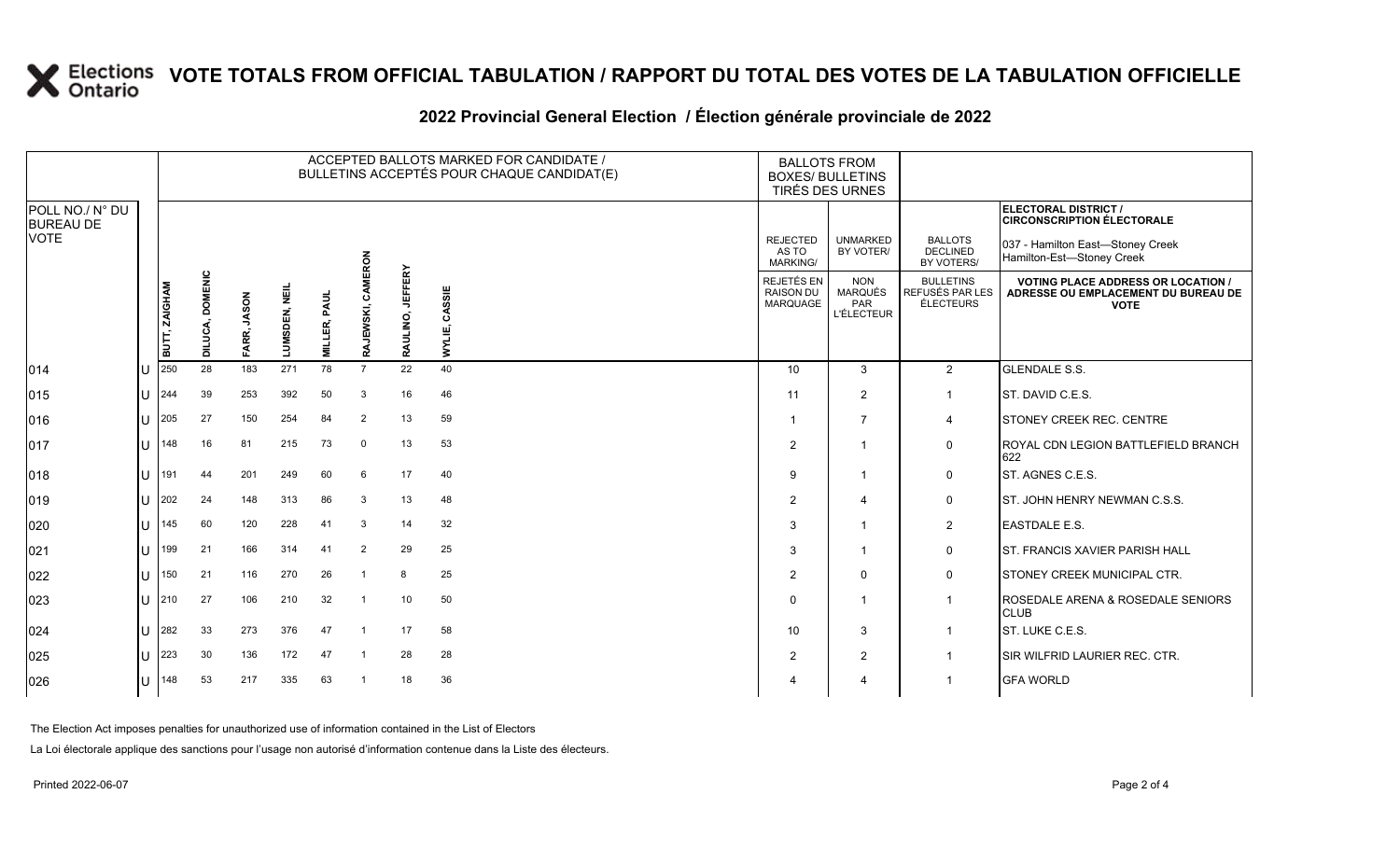# VOTE TOTALS FROM OFFICIAL TABULATION / RAPPORT DU TOTAL DES VOTES DE LA TABULATION OFFICIELLE

## 2022 Provincial General Election / Élection générale provinciale de 2022

**ELECTORAL DISTRICT / CIRCONSCRIPTION ÉLECTORALE:** 037 - Hamilton East—Stoney Creek / Hamilton-Est—Stoney Creek

| POLL NO./ N° DU BUREAU DE VOTE | | ACCEPTED BALLOTS MARKED FOR CANDIDATE / BULLETINS ACCEPTÉS POUR CHAQUE CANDIDAT(E) | | | | | | | | BALLOTS FROM BOXES/ BULLETINS TIRÉS DES URNES | | | |
|---|---|---|---|---|---|---|---|---|---|---|---|---|---|
| | | BUTT, ZAIGHAM | DILUCA, DOMENIC | FARR, JASON | LUMSDEN, NEIL | MILLER, PAUL | RAJEWSKI, CAMERON | RAULINO, JEFFERY | WYLIE, CASSIE | REJECTED AS TO MARKING/ REJETÉS EN RAISON DU MARQUAGE | UNMARKED BY VOTER/ NON MARQUÉS PAR L'ÉLECTEUR | BALLOTS DECLINED BY VOTERS/ BULLETINS REFUSÉS PAR LES ÉLECTEURS | VOTING PLACE ADDRESS OR LOCATION / ADRESSE OU EMPLACEMENT DU BUREAU DE VOTE |
| 014 | U | 250 | 28 | 183 | 271 | 78 | 7 | 22 | 40 | 10 | 3 | 2 | GLENDALE S.S. |
| 015 | U | 244 | 39 | 253 | 392 | 50 | 3 | 16 | 46 | 11 | 2 | 1 | ST. DAVID C.E.S. |
| 016 | U | 205 | 27 | 150 | 254 | 84 | 2 | 13 | 59 | 1 | 7 | 4 | STONEY CREEK REC. CENTRE |
| 017 | U | 148 | 16 | 81 | 215 | 73 | 0 | 13 | 53 | 2 | 1 | 0 | ROYAL CDN LEGION BATTLEFIELD BRANCH 622 |
| 018 | U | 191 | 44 | 201 | 249 | 60 | 6 | 17 | 40 | 9 | 1 | 0 | ST. AGNES C.E.S. |
| 019 | U | 202 | 24 | 148 | 313 | 86 | 3 | 13 | 48 | 2 | 4 | 0 | ST. JOHN HENRY NEWMAN C.S.S. |
| 020 | U | 145 | 60 | 120 | 228 | 41 | 3 | 14 | 32 | 3 | 1 | 2 | EASTDALE E.S. |
| 021 | U | 199 | 21 | 166 | 314 | 41 | 2 | 29 | 25 | 3 | 1 | 0 | ST. FRANCIS XAVIER PARISH HALL |
| 022 | U | 150 | 21 | 116 | 270 | 26 | 1 | 8 | 25 | 2 | 0 | 0 | STONEY CREEK MUNICIPAL CTR. |
| 023 | U | 210 | 27 | 106 | 210 | 32 | 1 | 10 | 50 | 0 | 1 | 1 | ROSEDALE ARENA & ROSEDALE SENIORS CLUB |
| 024 | U | 282 | 33 | 273 | 376 | 47 | 1 | 17 | 58 | 10 | 3 | 1 | ST. LUKE C.E.S. |
| 025 | U | 223 | 30 | 136 | 172 | 47 | 1 | 28 | 28 | 2 | 2 | 1 | SIR WILFRID LAURIER REC. CTR. |
| 026 | U | 148 | 53 | 217 | 335 | 63 | 1 | 18 | 36 | 4 | 4 | 1 | GFA WORLD |

The Election Act imposes penalties for unauthorized use of information contained in the List of Electors

La Loi électorale applique des sanctions pour l'usage non autorisé d'information contenue dans la Liste des électeurs.

Printed 2022-06-07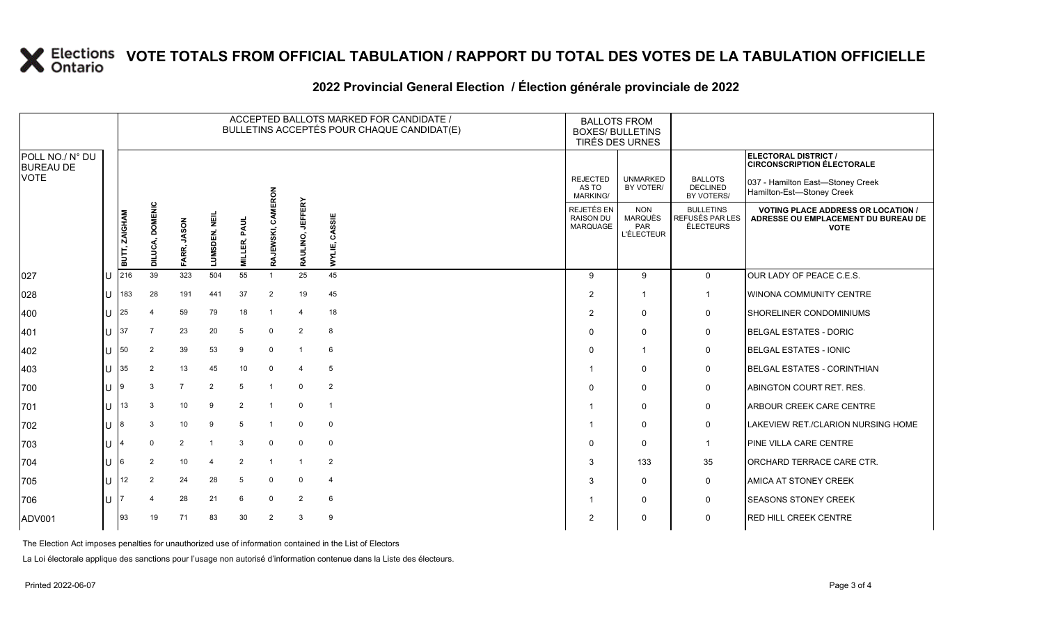# VOTE TOTALS FROM OFFICIAL TABULATION / RAPPORT DU TOTAL DES VOTES DE LA TABULATION OFFICIELLE

## 2022 Provincial General Election / Élection générale provinciale de 2022

ELECTORAL DISTRICT / CIRCONSCRIPTION ÉLECTORALE: 037 - Hamilton East—Stoney Creek / Hamilton-Est—Stoney Creek

| POLL NO./ N° DU BUREAU DE VOTE | | BUTT, ZAGHAM | DILUCA, DOMENIC | FARR, JASON | LUMSDEN, NEIL | MILLER, PAUL | RAJEWSKI, CAMERON | RAULINO, JEFFERY | WYLIE, CASSIE | REJECTED AS TO MARKING/ REJETÉS EN RAISON DU MARQUAGE | UNMARKED BY VOTER/ NON MARQUÉS PAR L'ÉLECTEUR | BALLOTS DECLINED BY VOTERS/ BULLETINS REFUSÉS PAR LES ÉLECTEURS | VOTING PLACE ADDRESS OR LOCATION / ADRESSE OU EMPLACEMENT DU BUREAU DE VOTE |
|---|---|---|---|---|---|---|---|---|---|---|---|---|---|
| 027 | U | 216 | 39 | 323 | 504 | 55 | 1 | 25 | 45 | 9 | 9 | 0 | OUR LADY OF PEACE C.E.S. |
| 028 | U | 183 | 28 | 191 | 441 | 37 | 2 | 19 | 45 | 2 | 1 | 1 | WINONA COMMUNITY CENTRE |
| 400 | U | 25 | 4 | 59 | 79 | 18 | 1 | 4 | 18 | 2 | 0 | 0 | SHORELINER CONDOMINIUMS |
| 401 | U | 37 | 7 | 23 | 20 | 5 | 0 | 2 | 8 | 0 | 0 | 0 | BELGAL ESTATES - DORIC |
| 402 | U | 50 | 2 | 39 | 53 | 9 | 0 | 1 | 6 | 0 | 1 | 0 | BELGAL ESTATES - IONIC |
| 403 | U | 35 | 2 | 13 | 45 | 10 | 0 | 4 | 5 | 1 | 0 | 0 | BELGAL ESTATES - CORINTHIAN |
| 700 | U | 9 | 3 | 7 | 2 | 5 | 1 | 0 | 2 | 0 | 0 | 0 | ABINGTON COURT RET. RES. |
| 701 | U | 13 | 3 | 10 | 9 | 2 | 1 | 0 | 1 | 1 | 0 | 0 | ARBOUR CREEK CARE CENTRE |
| 702 | U | 8 | 3 | 10 | 9 | 5 | 1 | 0 | 0 | 1 | 0 | 0 | LAKEVIEW RET./CLARION NURSING HOME |
| 703 | U | 4 | 0 | 2 | 1 | 3 | 0 | 0 | 0 | 0 | 0 | 1 | PINE VILLA CARE CENTRE |
| 704 | U | 6 | 2 | 10 | 4 | 2 | 1 | 1 | 2 | 3 | 133 | 35 | ORCHARD TERRACE CARE CTR. |
| 705 | U | 12 | 2 | 24 | 28 | 5 | 0 | 0 | 4 | 3 | 0 | 0 | AMICA AT STONEY CREEK |
| 706 | U | 7 | 4 | 28 | 21 | 6 | 0 | 2 | 6 | 1 | 0 | 0 | SEASONS STONEY CREEK |
| ADV001 | | 93 | 19 | 71 | 83 | 30 | 2 | 3 | 9 | 2 | 0 | 0 | RED HILL CREEK CENTRE |

The Election Act imposes penalties for unauthorized use of information contained in the List of Electors

La Loi électorale applique des sanctions pour l'usage non autorisé d'information contenue dans la Liste des électeurs.

Printed 2022-06-07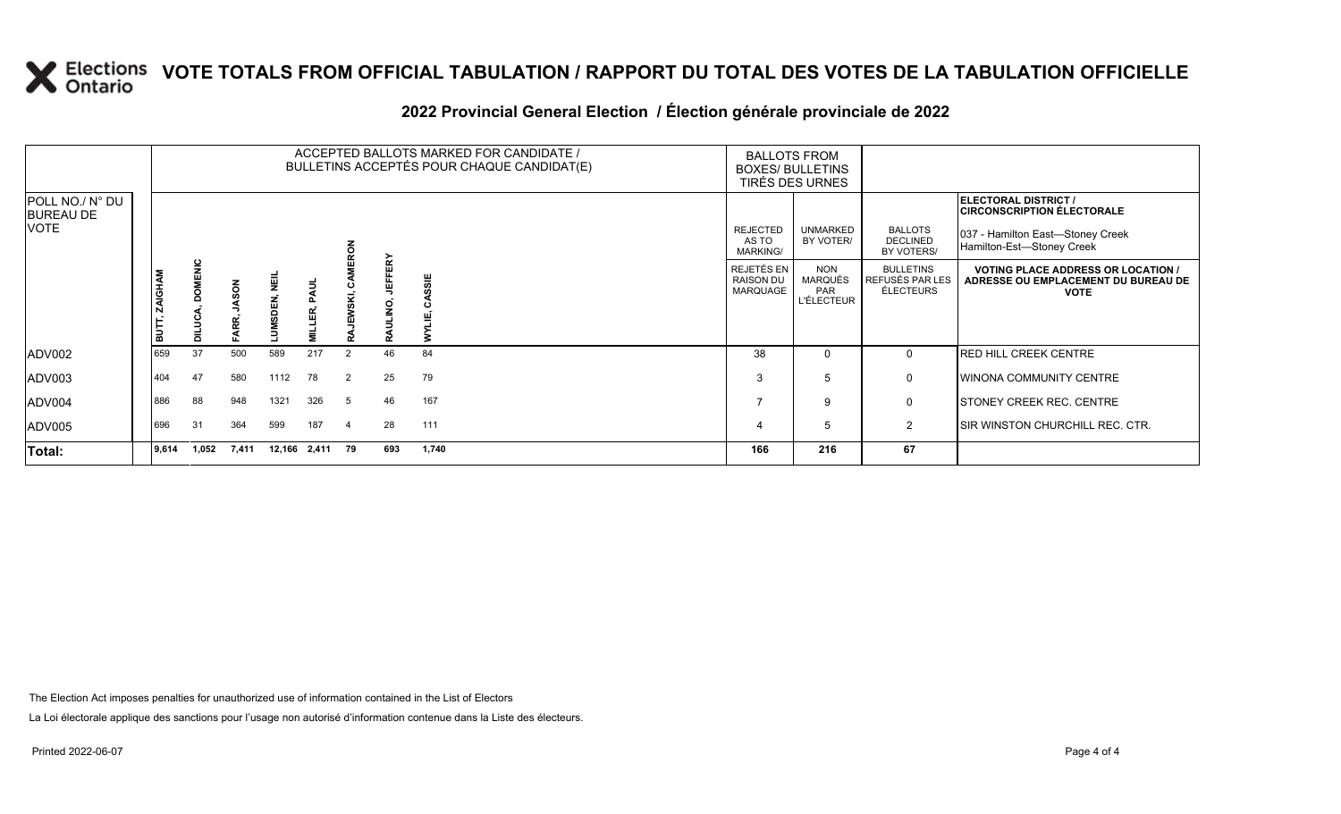# VOTE TOTALS FROM OFFICIAL TABULATION / RAPPORT DU TOTAL DES VOTES DE LA TABULATION OFFICIELLE

## 2022 Provincial General Election / Élection générale provinciale de 2022

| POLL NO./ N° DU BUREAU DE VOTE | ACCEPTED BALLOTS MARKED FOR CANDIDATE / BULLETINS ACCEPTÉS POUR CHAQUE CANDIDAT(E) | | | | | | | | BALLOTS FROM BOXES/ BULLETINS TIRÉS DES URNES | | | ELECTORAL DISTRICT / CIRCONSCRIPTION ÉLECTORALE 037 - Hamilton East—Stoney Creek Hamilton-Est—Stoney Creek |
|---|---|---|---|---|---|---|---|---|---|---|---|---|
| | BUTT, ZAIGHAM | DILUCA, DOMENIC | FARR, JASON | LUMSDEN, NEIL | MILLER, PAUL | RAJEWSKI, CAMERON | RAULINO, JEFFERY | WYLIE, CASSIE | REJECTED AS TO MARKING/ REJETÉS EN RAISON DU MARQUAGE | UNMARKED BY VOTER/ NON MARQUÉS PAR L'ÉLECTEUR | BALLOTS DECLINED BY VOTERS/ BULLETINS REFUSÉS PAR LES ÉLECTEURS | VOTING PLACE ADDRESS OR LOCATION / ADRESSE OU EMPLACEMENT DU BUREAU DE VOTE |
| ADV002 | 659 | 37 | 500 | 589 | 217 | 2 | 46 | 84 | 38 | 0 | 0 | RED HILL CREEK CENTRE |
| ADV003 | 404 | 47 | 580 | 1112 | 78 | 2 | 25 | 79 | 3 | 5 | 0 | WINONA COMMUNITY CENTRE |
| ADV004 | 886 | 88 | 948 | 1321 | 326 | 5 | 46 | 167 | 7 | 9 | 0 | STONEY CREEK REC. CENTRE |
| ADV005 | 696 | 31 | 364 | 599 | 187 | 4 | 28 | 111 | 4 | 5 | 2 | SIR WINSTON CHURCHILL REC. CTR. |
| **Total:** | 9,614 | 1,052 | 7,411 | 12,166 | 2,411 | 79 | 693 | 1,740 | 166 | 216 | 67 | |

The Election Act imposes penalties for unauthorized use of information contained in the List of Electors

La Loi électorale applique des sanctions pour l'usage non autorisé d'information contenue dans la Liste des électeurs.

Printed 2022-06-07